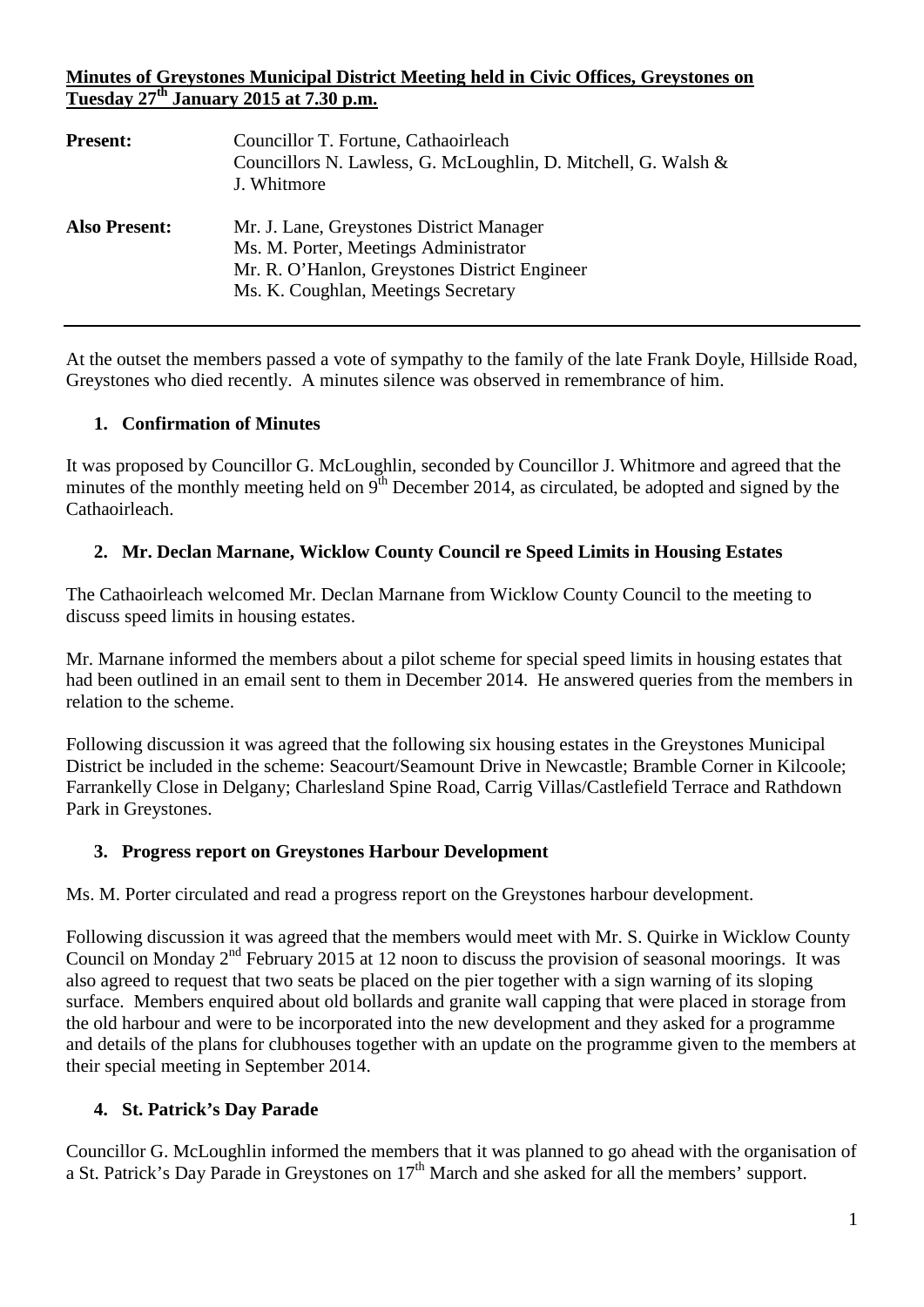**Minutes of Greystones Municipal District Meeting held in Civic Offices, Greystones on Tuesday 27th January 2015 at 7.30 p.m.**

| | |
|---|---|
| **Present:** | Councillor T. Fortune, Cathaoirleach<br>Councillors N. Lawless, G. McLoughlin, D. Mitchell, G. Walsh & J. Whitmore |
| **Also Present:** | Mr. J. Lane, Greystones District Manager<br>Ms. M. Porter, Meetings Administrator<br>Mr. R. O'Hanlon, Greystones District Engineer<br>Ms. K. Coughlan, Meetings Secretary |

---

At the outset the members passed a vote of sympathy to the family of the late Frank Doyle, Hillside Road, Greystones who died recently. A minutes silence was observed in remembrance of him.

### 1. Confirmation of Minutes

It was proposed by Councillor G. McLoughlin, seconded by Councillor J. Whitmore and agreed that the minutes of the monthly meeting held on 9th December 2014, as circulated, be adopted and signed by the Cathaoirleach.

### 2. Mr. Declan Marnane, Wicklow County Council re Speed Limits in Housing Estates

The Cathaoirleach welcomed Mr. Declan Marnane from Wicklow County Council to the meeting to discuss speed limits in housing estates.

Mr. Marnane informed the members about a pilot scheme for special speed limits in housing estates that had been outlined in an email sent to them in December 2014. He answered queries from the members in relation to the scheme.

Following discussion it was agreed that the following six housing estates in the Greystones Municipal District be included in the scheme: Seacourt/Seamount Drive in Newcastle; Bramble Corner in Kilcoole; Farrankelly Close in Delgany; Charlesland Spine Road, Carrig Villas/Castlefield Terrace and Rathdown Park in Greystones.

### 3. Progress report on Greystones Harbour Development

Ms. M. Porter circulated and read a progress report on the Greystones harbour development.

Following discussion it was agreed that the members would meet with Mr. S. Quirke in Wicklow County Council on Monday 2nd February 2015 at 12 noon to discuss the provision of seasonal moorings. It was also agreed to request that two seats be placed on the pier together with a sign warning of its sloping surface. Members enquired about old bollards and granite wall capping that were placed in storage from the old harbour and were to be incorporated into the new development and they asked for a programme and details of the plans for clubhouses together with an update on the programme given to the members at their special meeting in September 2014.

### 4. St. Patrick's Day Parade

Councillor G. McLoughlin informed the members that it was planned to go ahead with the organisation of a St. Patrick's Day Parade in Greystones on 17th March and she asked for all the members' support.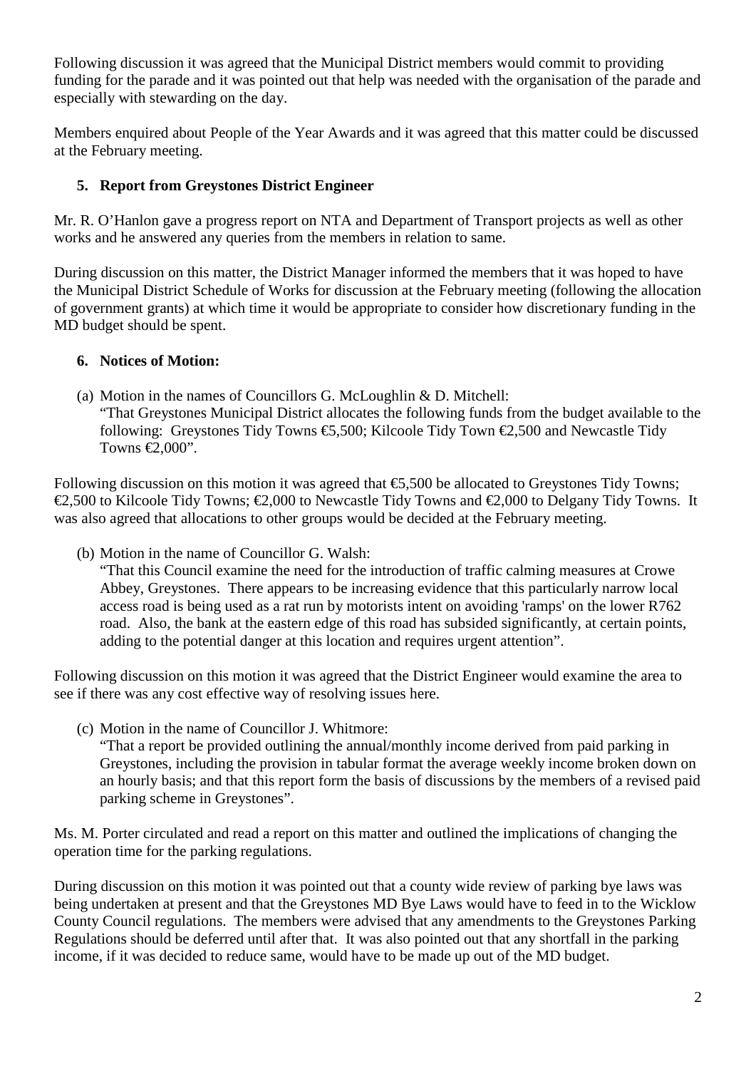Following discussion it was agreed that the Municipal District members would commit to providing funding for the parade and it was pointed out that help was needed with the organisation of the parade and especially with stewarding on the day.

Members enquired about People of the Year Awards and it was agreed that this matter could be discussed at the February meeting.

## 5. Report from Greystones District Engineer

Mr. R. O'Hanlon gave a progress report on NTA and Department of Transport projects as well as other works and he answered any queries from the members in relation to same.

During discussion on this matter, the District Manager informed the members that it was hoped to have the Municipal District Schedule of Works for discussion at the February meeting (following the allocation of government grants) at which time it would be appropriate to consider how discretionary funding in the MD budget should be spent.

## 6. Notices of Motion:

(a) Motion in the names of Councillors G. McLoughlin & D. Mitchell:
"That Greystones Municipal District allocates the following funds from the budget available to the following: Greystones Tidy Towns €5,500; Kilcoole Tidy Town €2,500 and Newcastle Tidy Towns €2,000".

Following discussion on this motion it was agreed that €5,500 be allocated to Greystones Tidy Towns; €2,500 to Kilcoole Tidy Towns; €2,000 to Newcastle Tidy Towns and €2,000 to Delgany Tidy Towns. It was also agreed that allocations to other groups would be decided at the February meeting.

(b) Motion in the name of Councillor G. Walsh:
"That this Council examine the need for the introduction of traffic calming measures at Crowe Abbey, Greystones. There appears to be increasing evidence that this particularly narrow local access road is being used as a rat run by motorists intent on avoiding 'ramps' on the lower R762 road. Also, the bank at the eastern edge of this road has subsided significantly, at certain points, adding to the potential danger at this location and requires urgent attention".

Following discussion on this motion it was agreed that the District Engineer would examine the area to see if there was any cost effective way of resolving issues here.

(c) Motion in the name of Councillor J. Whitmore:
"That a report be provided outlining the annual/monthly income derived from paid parking in Greystones, including the provision in tabular format the average weekly income broken down on an hourly basis; and that this report form the basis of discussions by the members of a revised paid parking scheme in Greystones".

Ms. M. Porter circulated and read a report on this matter and outlined the implications of changing the operation time for the parking regulations.

During discussion on this motion it was pointed out that a county wide review of parking bye laws was being undertaken at present and that the Greystones MD Bye Laws would have to feed in to the Wicklow County Council regulations. The members were advised that any amendments to the Greystones Parking Regulations should be deferred until after that. It was also pointed out that any shortfall in the parking income, if it was decided to reduce same, would have to be made up out of the MD budget.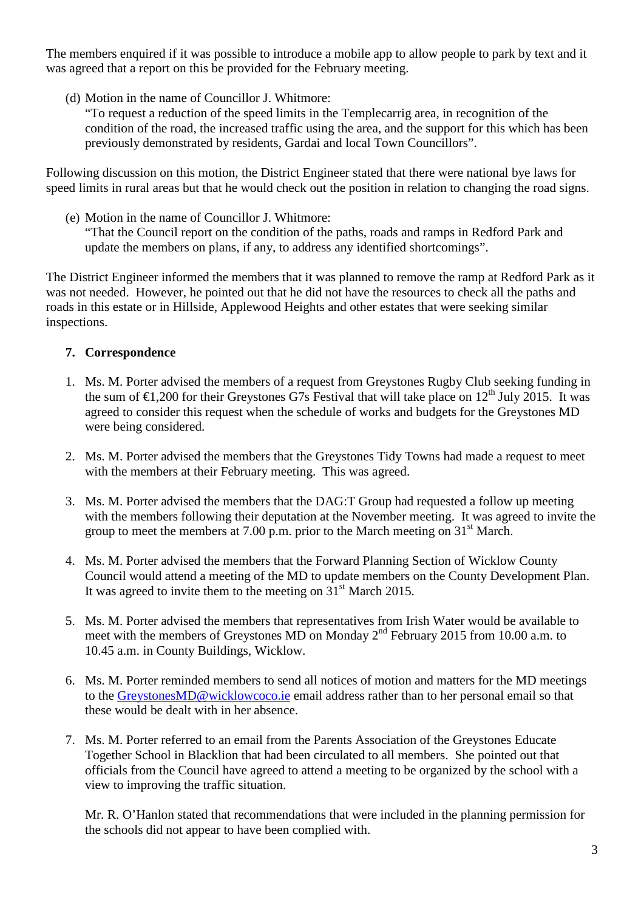The members enquired if it was possible to introduce a mobile app to allow people to park by text and it was agreed that a report on this be provided for the February meeting.

(d) Motion in the name of Councillor J. Whitmore:
"To request a reduction of the speed limits in the Templecarrig area, in recognition of the condition of the road, the increased traffic using the area, and the support for this which has been previously demonstrated by residents, Gardai and local Town Councillors".

Following discussion on this motion, the District Engineer stated that there were national bye laws for speed limits in rural areas but that he would check out the position in relation to changing the road signs.

(e) Motion in the name of Councillor J. Whitmore:
"That the Council report on the condition of the paths, roads and ramps in Redford Park and update the members on plans, if any, to address any identified shortcomings".

The District Engineer informed the members that it was planned to remove the ramp at Redford Park as it was not needed. However, he pointed out that he did not have the resources to check all the paths and roads in this estate or in Hillside, Applewood Heights and other estates that were seeking similar inspections.

**7. Correspondence**

1. Ms. M. Porter advised the members of a request from Greystones Rugby Club seeking funding in the sum of €1,200 for their Greystones G7s Festival that will take place on 12th July 2015. It was agreed to consider this request when the schedule of works and budgets for the Greystones MD were being considered.

2. Ms. M. Porter advised the members that the Greystones Tidy Towns had made a request to meet with the members at their February meeting. This was agreed.

3. Ms. M. Porter advised the members that the DAG:T Group had requested a follow up meeting with the members following their deputation at the November meeting. It was agreed to invite the group to meet the members at 7.00 p.m. prior to the March meeting on 31st March.

4. Ms. M. Porter advised the members that the Forward Planning Section of Wicklow County Council would attend a meeting of the MD to update members on the County Development Plan. It was agreed to invite them to the meeting on 31st March 2015.

5. Ms. M. Porter advised the members that representatives from Irish Water would be available to meet with the members of Greystones MD on Monday 2nd February 2015 from 10.00 a.m. to 10.45 a.m. in County Buildings, Wicklow.

6. Ms. M. Porter reminded members to send all notices of motion and matters for the MD meetings to the GreystonesMD@wicklowcoco.ie email address rather than to her personal email so that these would be dealt with in her absence.

7. Ms. M. Porter referred to an email from the Parents Association of the Greystones Educate Together School in Blacklion that had been circulated to all members. She pointed out that officials from the Council have agreed to attend a meeting to be organized by the school with a view to improving the traffic situation.

   Mr. R. O'Hanlon stated that recommendations that were included in the planning permission for the schools did not appear to have been complied with.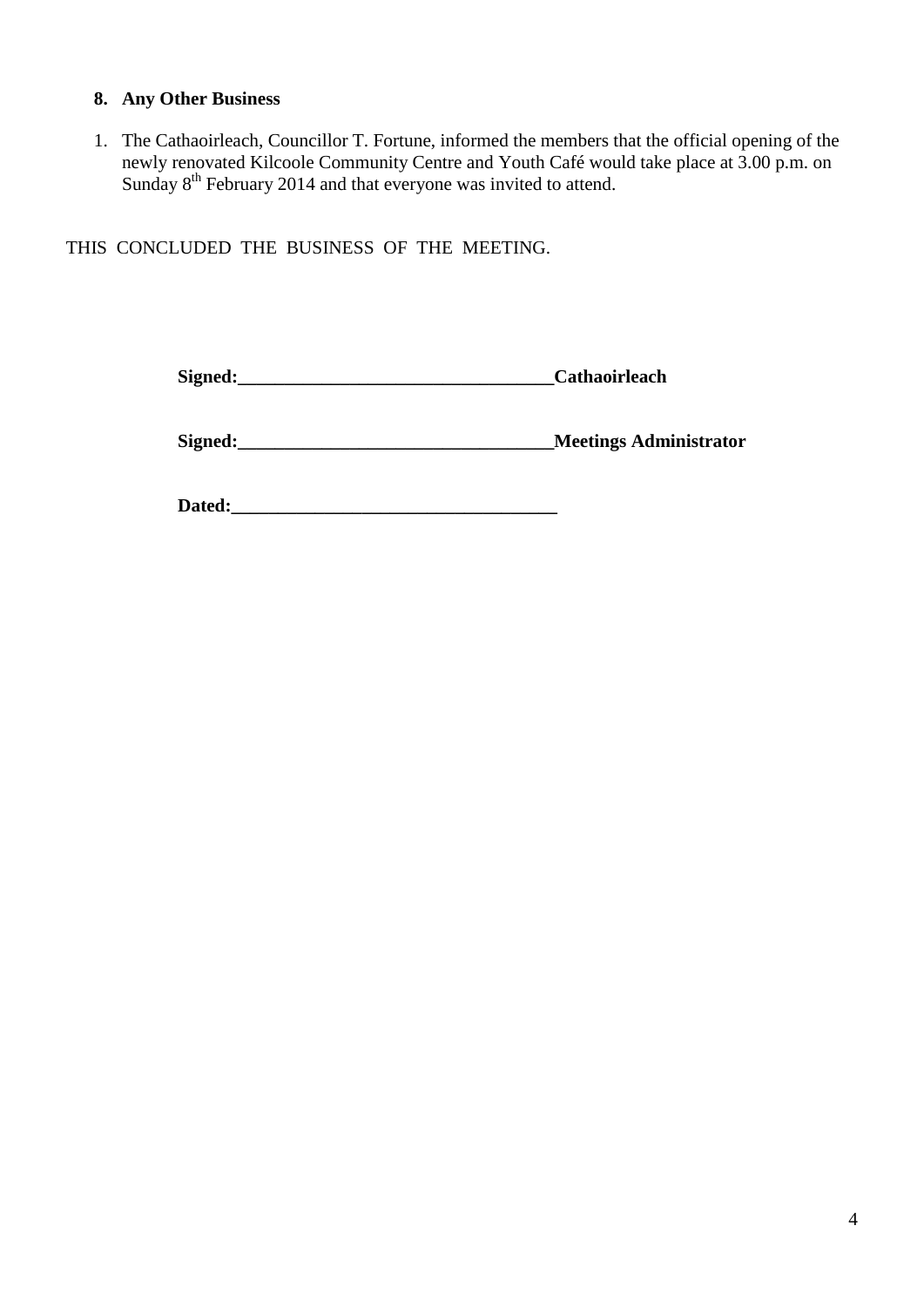## 8. Any Other Business

1. The Cathaoirleach, Councillor T. Fortune, informed the members that the official opening of the newly renovated Kilcoole Community Centre and Youth Café would take place at 3.00 p.m. on Sunday 8th February 2014 and that everyone was invited to attend.

THIS CONCLUDED THE BUSINESS OF THE MEETING.

**Signed:__________________________________Cathaoirleach**

**Signed:__________________________________Meetings Administrator**

**Dated:__________________________________**